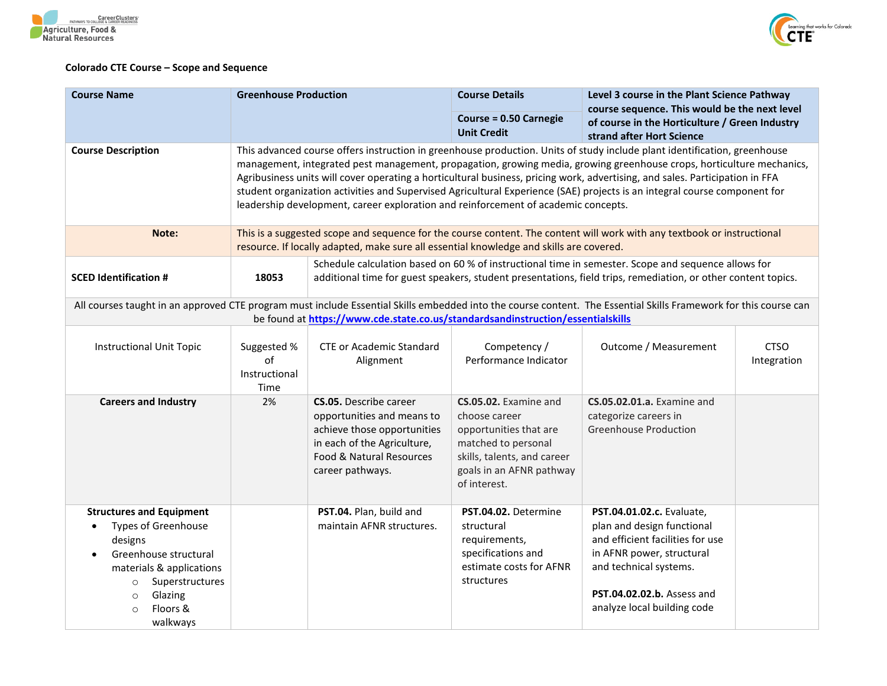Colorado CTE Course – Scope and Sequence

| Course Name | Greenhouse Production | Course Details<br><br>Course = 0.50 Carnegie Unit Credit | Level 3 course in the Plant Science Pathway course sequence. This would be the next level of course in the Horticulture / Green Industry strand after Hort Science |
|---|---|---|---|
| **Course Description** | This advanced course offers instruction in greenhouse production. Units of study include plant identification, greenhouse management, integrated pest management, propagation, growing media, growing greenhouse crops, horticulture mechanics, Agribusiness units will cover operating a horticultural business, pricing work, advertising, and sales. Participation in FFA student organization activities and Supervised Agricultural Experience (SAE) projects is an integral course component for leadership development, career exploration and reinforcement of academic concepts. | | |
| **Note:** | This is a suggested scope and sequence for the course content. The content will work with any textbook or instructional resource. If locally adapted, make sure all essential knowledge and skills are covered. | | |
| **SCED Identification #** | **18053** | Schedule calculation based on 60 % of instructional time in semester. Scope and sequence allows for additional time for guest speakers, student presentations, field trips, remediation, or other content topics. | |

All courses taught in an approved CTE program must include Essential Skills embedded into the course content. The Essential Skills Framework for this course can be found at [https://www.cde.state.co.us/standardsandinstruction/essentialskills](https://www.cde.state.co.us/standardsandinstruction/essentialskills)

| Instructional Unit Topic | Suggested % of Instructional Time | CTE or Academic Standard Alignment | Competency / Performance Indicator | Outcome / Measurement | CTSO Integration |
|---|---|---|---|---|---|
| **Careers and Industry** | 2% | **CS.05.** Describe career opportunities and means to achieve those opportunities in each of the Agriculture, Food & Natural Resources career pathways. | **CS.05.02.** Examine and choose career opportunities that are matched to personal skills, talents, and career goals in an AFNR pathway of interest. | **CS.05.02.01.a.** Examine and categorize careers in Greenhouse Production | |
| **Structures and Equipment**<br>• Types of Greenhouse designs<br>• Greenhouse structural materials & applications<br>  ○ Superstructures<br>  ○ Glazing<br>  ○ Floors & walkways | | **PST.04.** Plan, build and maintain AFNR structures. | **PST.04.02.** Determine structural requirements, specifications and estimate costs for AFNR structures | **PST.04.01.02.c.** Evaluate, plan and design functional and efficient facilities for use in AFNR power, structural and technical systems.<br><br>**PST.04.02.02.b.** Assess and analyze local building code | |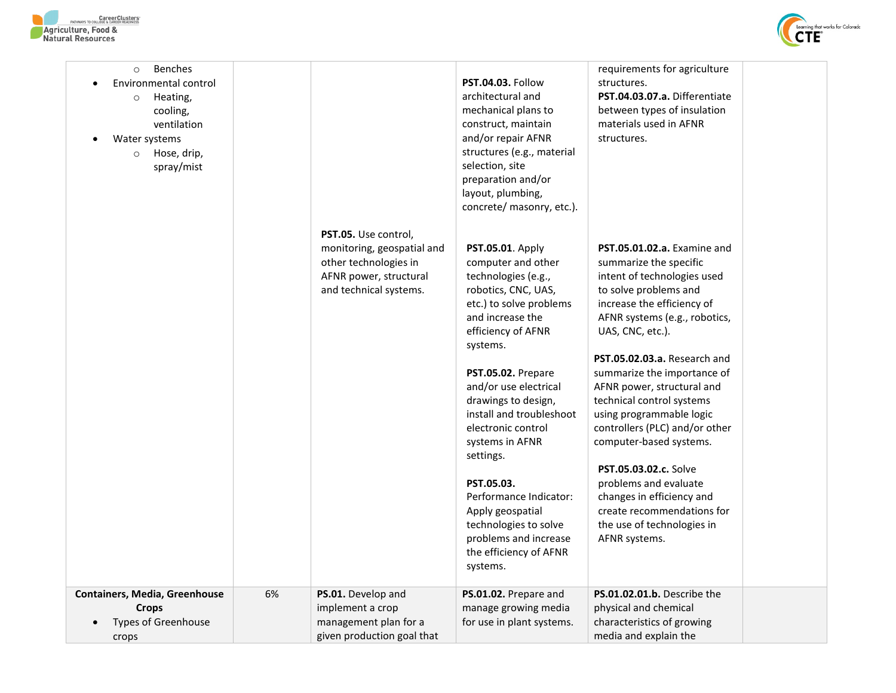| | | | | | |
|---|---|---|---|---|---|
| ○ Benches<br>• Environmental control<br>○ Heating, cooling, ventilation<br>• Water systems<br>○ Hose, drip, spray/mist | | | **PST.04.03.** Follow architectural and mechanical plans to construct, maintain and/or repair AFNR structures (e.g., material selection, site preparation and/or layout, plumbing, concrete/ masonry, etc.). | requirements for agriculture structures.<br>**PST.04.03.07.a.** Differentiate between types of insulation materials used in AFNR structures. | |
| | | **PST.05.** Use control, monitoring, geospatial and other technologies in AFNR power, structural and technical systems. | **PST.05.01**. Apply computer and other technologies (e.g., robotics, CNC, UAS, etc.) to solve problems and increase the efficiency of AFNR systems.<br><br>**PST.05.02.** Prepare and/or use electrical drawings to design, install and troubleshoot electronic control systems in AFNR settings.<br><br>**PST.05.03.** Performance Indicator: Apply geospatial technologies to solve problems and increase the efficiency of AFNR systems. | **PST.05.01.02.a.** Examine and summarize the specific intent of technologies used to solve problems and increase the efficiency of AFNR systems (e.g., robotics, UAS, CNC, etc.).<br><br>**PST.05.02.03.a.** Research and summarize the importance of AFNR power, structural and technical control systems using programmable logic controllers (PLC) and/or other computer-based systems.<br><br>**PST.05.03.02.c.** Solve problems and evaluate changes in efficiency and create recommendations for the use of technologies in AFNR systems. | |
| **Containers, Media, Greenhouse Crops**<br>• Types of Greenhouse crops | 6% | **PS.01.** Develop and implement a crop management plan for a given production goal that | **PS.01.02.** Prepare and manage growing media for use in plant systems. | **PS.01.02.01.b.** Describe the physical and chemical characteristics of growing media and explain the | |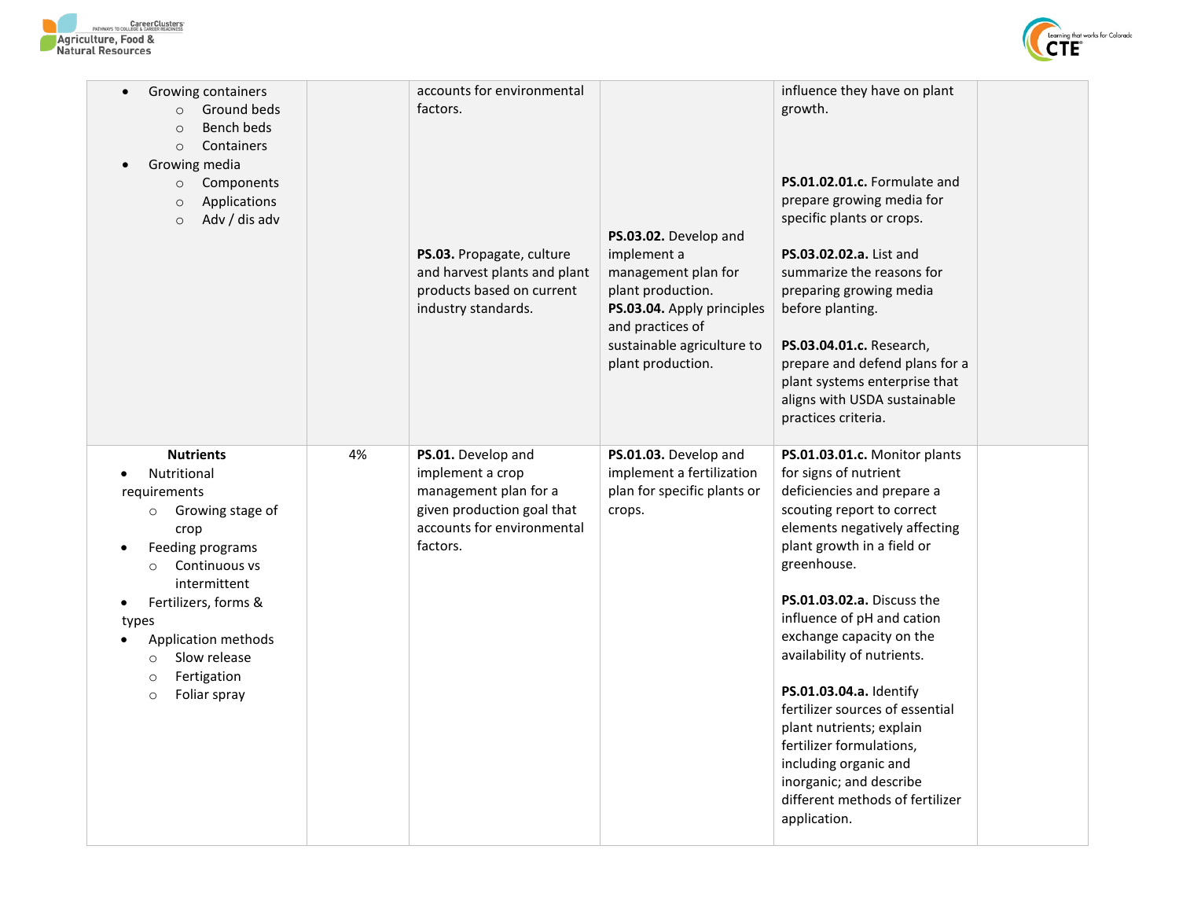| | | | | | |
|---|---|---|---|---|---|
| • Growing containers<br>  ○ Ground beds<br>  ○ Bench beds<br>  ○ Containers<br>• Growing media<br>  ○ Components<br>  ○ Applications<br>  ○ Adv / dis adv | | accounts for environmental factors.<br><br>**PS.03.** Propagate, culture and harvest plants and plant products based on current industry standards. | **PS.03.02.** Develop and implement a management plan for plant production.<br>**PS.03.04.** Apply principles and practices of sustainable agriculture to plant production. | influence they have on plant growth.<br><br>**PS.01.02.01.c.** Formulate and prepare growing media for specific plants or crops.<br><br>**PS.03.02.02.a.** List and summarize the reasons for preparing growing media before planting.<br><br>**PS.03.04.01.c.** Research, prepare and defend plans for a plant systems enterprise that aligns with USDA sustainable practices criteria. | |
| **Nutrients**<br>• Nutritional requirements<br>  ○ Growing stage of crop<br>• Feeding programs<br>  ○ Continuous vs intermittent<br>• Fertilizers, forms & types<br>• Application methods<br>  ○ Slow release<br>  ○ Fertigation<br>  ○ Foliar spray | 4% | **PS.01.** Develop and implement a crop management plan for a given production goal that accounts for environmental factors. | **PS.01.03.** Develop and implement a fertilization plan for specific plants or crops. | **PS.01.03.01.c.** Monitor plants for signs of nutrient deficiencies and prepare a scouting report to correct elements negatively affecting plant growth in a field or greenhouse.<br><br>**PS.01.03.02.a.** Discuss the influence of pH and cation exchange capacity on the availability of nutrients.<br><br>**PS.01.03.04.a.** Identify fertilizer sources of essential plant nutrients; explain fertilizer formulations, including organic and inorganic; and describe different methods of fertilizer application. | |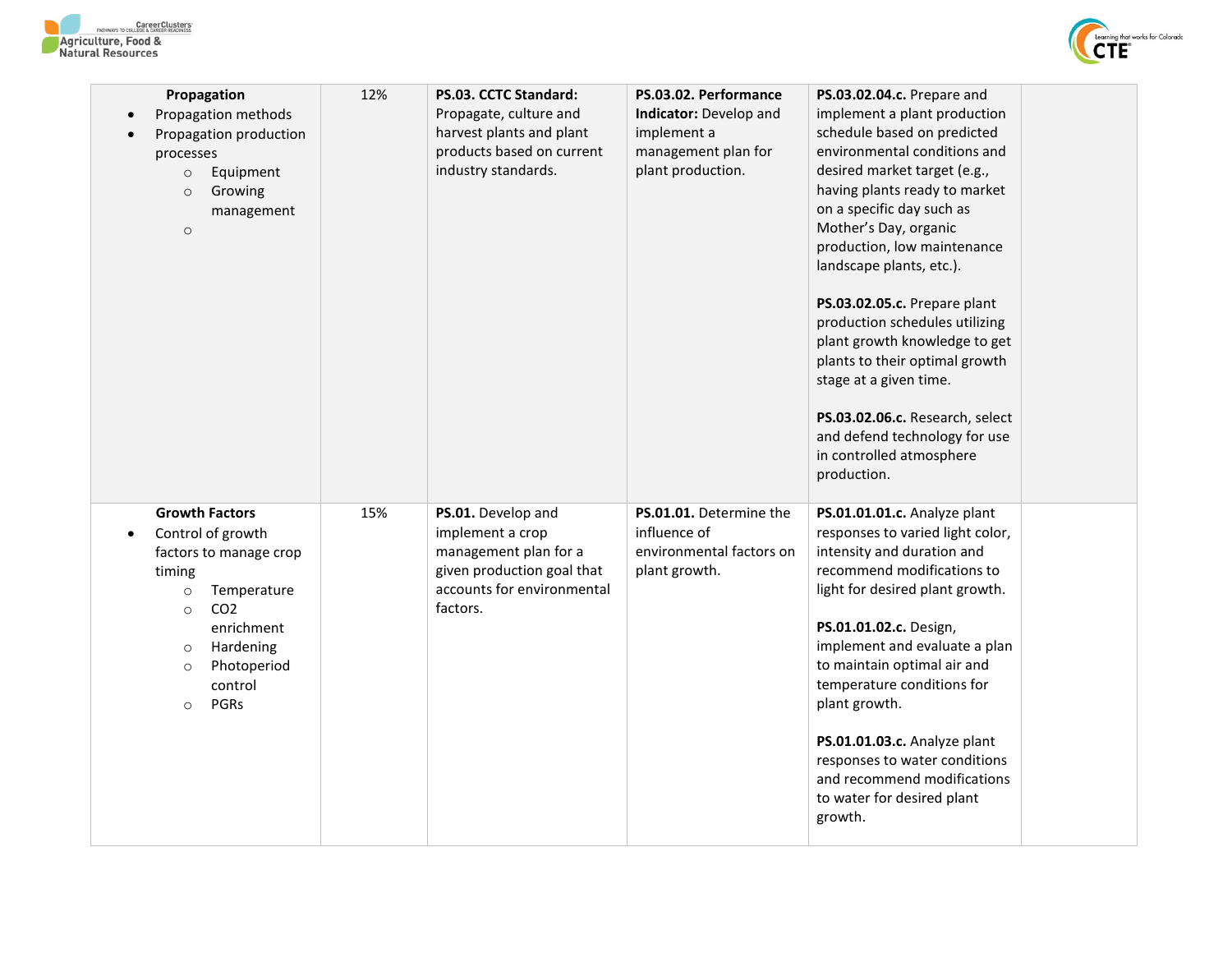| | | | | | |
|---|---|---|---|---|---|
| **Propagation**<br>• Propagation methods<br>• Propagation production processes<br>  ○ Equipment<br>  ○ Growing management<br>  ○ | 12% | **PS.03. CCTC Standard:** Propagate, culture and harvest plants and plant products based on current industry standards. | **PS.03.02. Performance Indicator:** Develop and implement a management plan for plant production. | **PS.03.02.04.c.** Prepare and implement a plant production schedule based on predicted environmental conditions and desired market target (e.g., having plants ready to market on a specific day such as Mother's Day, organic production, low maintenance landscape plants, etc.).<br><br>**PS.03.02.05.c.** Prepare plant production schedules utilizing plant growth knowledge to get plants to their optimal growth stage at a given time.<br><br>**PS.03.02.06.c.** Research, select and defend technology for use in controlled atmosphere production. | |
| **Growth Factors**<br>• Control of growth factors to manage crop timing<br>  ○ Temperature<br>  ○ CO2 enrichment<br>  ○ Hardening<br>  ○ Photoperiod control<br>  ○ PGRs | 15% | **PS.01.** Develop and implement a crop management plan for a given production goal that accounts for environmental factors. | **PS.01.01.** Determine the influence of environmental factors on plant growth. | **PS.01.01.01.c.** Analyze plant responses to varied light color, intensity and duration and recommend modifications to light for desired plant growth.<br><br>**PS.01.01.02.c.** Design, implement and evaluate a plan to maintain optimal air and temperature conditions for plant growth.<br><br>**PS.01.01.03.c.** Analyze plant responses to water conditions and recommend modifications to water for desired plant growth. | |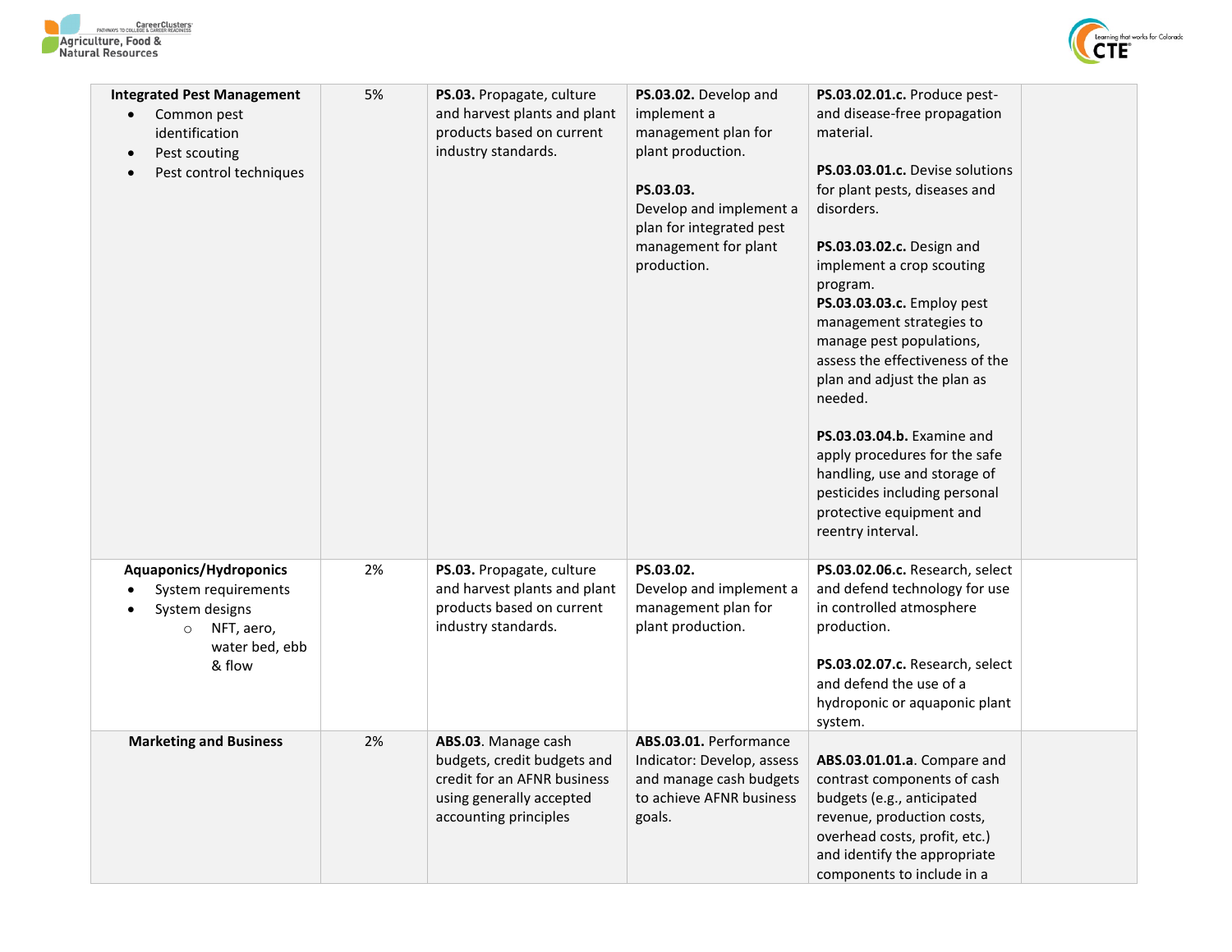| Integrated Pest Management<br>• Common pest identification<br>• Pest scouting<br>• Pest control techniques | 5% | **PS.03.** Propagate, culture and harvest plants and plant products based on current industry standards. | **PS.03.02.** Develop and implement a management plan for plant production.<br><br>**PS.03.03.** Develop and implement a plan for integrated pest management for plant production. | **PS.03.02.01.c.** Produce pest- and disease-free propagation material.<br><br>**PS.03.03.01.c.** Devise solutions for plant pests, diseases and disorders.<br><br>**PS.03.03.02.c.** Design and implement a crop scouting program.<br>**PS.03.03.03.c.** Employ pest management strategies to manage pest populations, assess the effectiveness of the plan and adjust the plan as needed.<br><br>**PS.03.03.04.b.** Examine and apply procedures for the safe handling, use and storage of pesticides including personal protective equipment and reentry interval. | |
|---|---|---|---|---|---|
| **Aquaponics/Hydroponics**<br>• System requirements<br>• System designs<br>  ○ NFT, aero, water bed, ebb & flow | 2% | **PS.03.** Propagate, culture and harvest plants and plant products based on current industry standards. | **PS.03.02.** Develop and implement a management plan for plant production. | **PS.03.02.06.c.** Research, select and defend technology for use in controlled atmosphere production.<br><br>**PS.03.02.07.c.** Research, select and defend the use of a hydroponic or aquaponic plant system. | |
| **Marketing and Business** | 2% | **ABS.03**. Manage cash budgets, credit budgets and credit for an AFNR business using generally accepted accounting principles | **ABS.03.01.** Performance Indicator: Develop, assess and manage cash budgets to achieve AFNR business goals. | **ABS.03.01.01.a**. Compare and contrast components of cash budgets (e.g., anticipated revenue, production costs, overhead costs, profit, etc.) and identify the appropriate components to include in a | |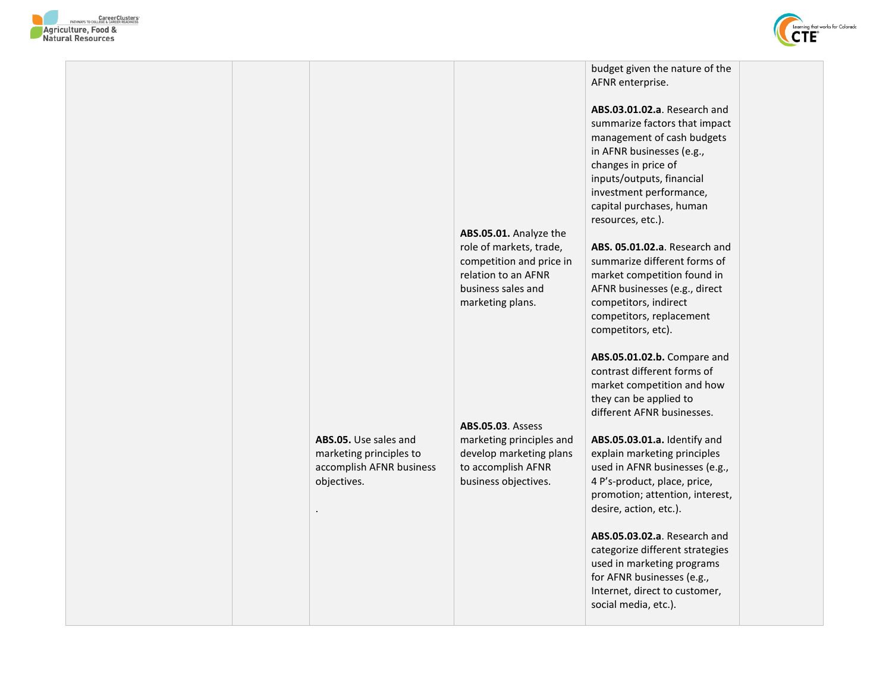| | | | | | |
|---|---|---|---|---|---|
| | | | | budget given the nature of the AFNR enterprise.<br><br>**ABS.03.01.02.a**. Research and summarize factors that impact management of cash budgets in AFNR businesses (e.g., changes in price of inputs/outputs, financial investment performance, capital purchases, human resources, etc.). | |
| | | | **ABS.05.01.** Analyze the role of markets, trade, competition and price in relation to an AFNR business sales and marketing plans. | **ABS. 05.01.02.a**. Research and summarize different forms of market competition found in AFNR businesses (e.g., direct competitors, indirect competitors, replacement competitors, etc).<br><br>**ABS.05.01.02.b.** Compare and contrast different forms of market competition and how they can be applied to different AFNR businesses. | |
| | | **ABS.05.** Use sales and marketing principles to accomplish AFNR business objectives.<br><br>. | **ABS.05.03**. Assess marketing principles and develop marketing plans to accomplish AFNR business objectives. | **ABS.05.03.01.a.** Identify and explain marketing principles used in AFNR businesses (e.g., 4 P's-product, place, price, promotion; attention, interest, desire, action, etc.).<br><br>**ABS.05.03.02.a**. Research and categorize different strategies used in marketing programs for AFNR businesses (e.g., Internet, direct to customer, social media, etc.). | |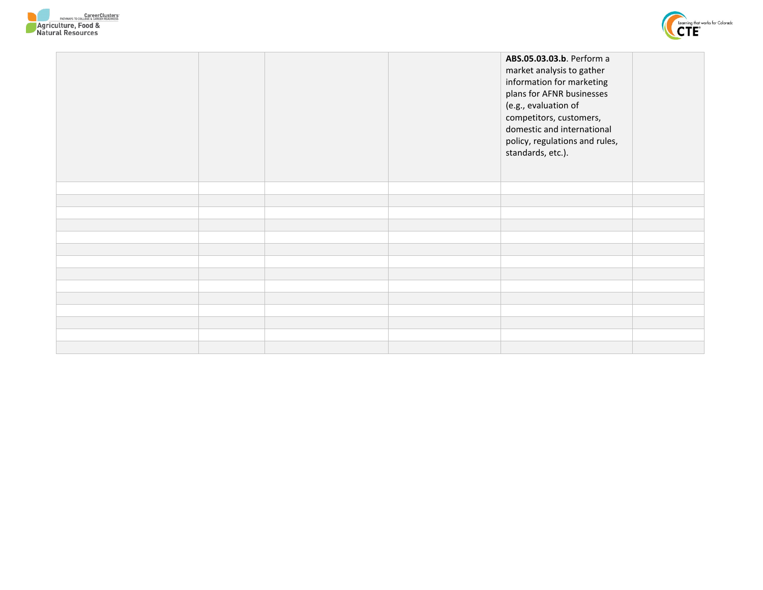| | | | | | |
|---|---|---|---|---|---|
| | | | | **ABS.05.03.03.b**. Perform a market analysis to gather information for marketing plans for AFNR businesses (e.g., evaluation of competitors, customers, domestic and international policy, regulations and rules, standards, etc.). | |
| | | | | | |
| | | | | | |
| | | | | | |
| | | | | | |
| | | | | | |
| | | | | | |
| | | | | | |
| | | | | | |
| | | | | | |
| | | | | | |
| | | | | | |
| | | | | | |
| | | | | | |
| | | | | | |